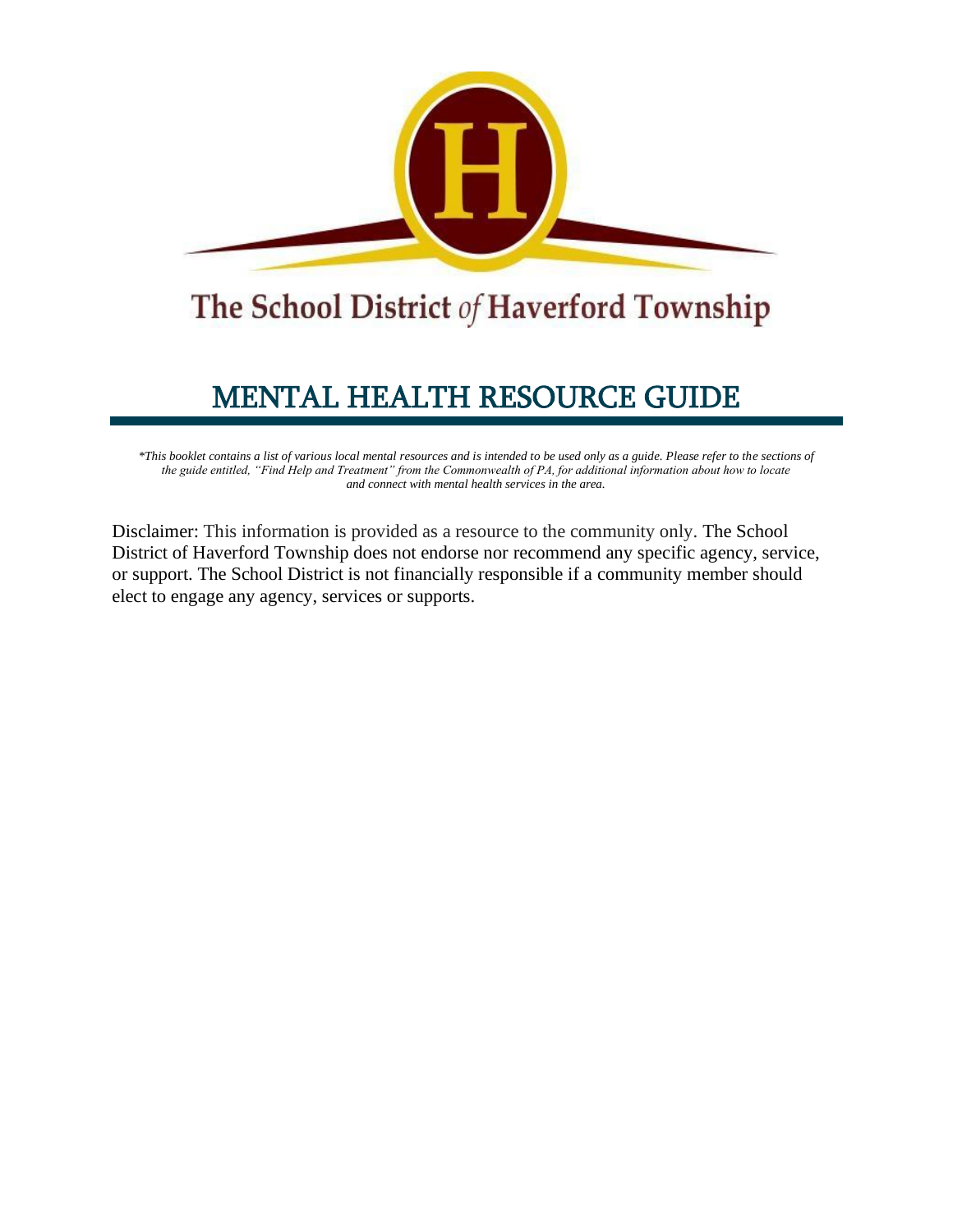# The School District of Haverford Township

## MENTAL HEALTH RESOURCE GUIDE

*\*This booklet contains a list of various local mental resources and is intended to be used only as a guide. Please refer to the sections of the guide entitled, "Find Help and Treatment" from the Commonwealth of PA, for additional information about how to locate and connect with mental health services in the area.*

Disclaimer: This information is provided as a resource to the community only. The School District of Haverford Township does not endorse nor recommend any specific agency, service, or support. The School District is not financially responsible if a community member should elect to engage any agency, services or supports.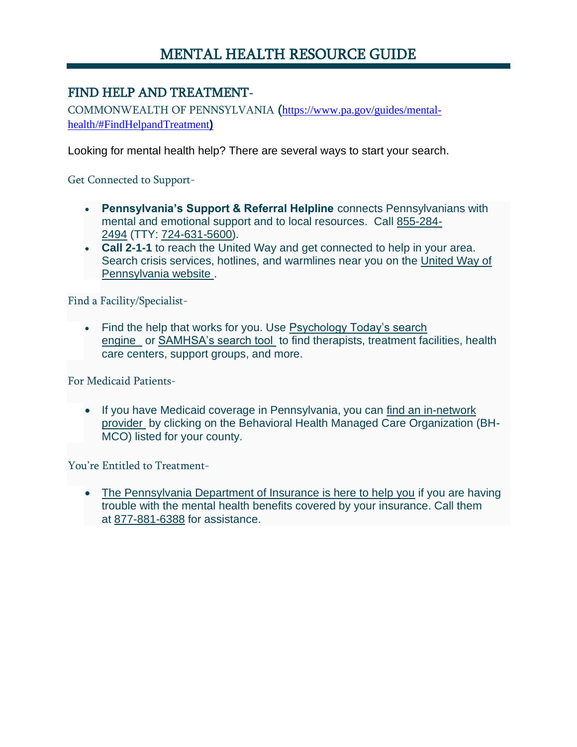# MENTAL HEALTH RESOURCE GUIDE

## FIND HELP AND TREATMENT-

COMMONWEALTH OF PENNSYLVANIA (https://www.pa.gov/guides/mental-health/#FindHelpandTreatment)

Looking for mental health help? There are several ways to start your search.

### Get Connected to Support-

- **Pennsylvania's Support & Referral Helpline** connects Pennsylvanians with mental and emotional support and to local resources. Call 855-284-2494 (TTY: 724-631-5600).
- **Call 2-1-1** to reach the United Way and get connected to help in your area. Search crisis services, hotlines, and warmlines near you on the United Way of Pennsylvania website.

### Find a Facility/Specialist-

- Find the help that works for you. Use Psychology Today's search engine or SAMHSA's search tool to find therapists, treatment facilities, health care centers, support groups, and more.

### For Medicaid Patients-

- If you have Medicaid coverage in Pennsylvania, you can find an in-network provider by clicking on the Behavioral Health Managed Care Organization (BH-MCO) listed for your county.

### You're Entitled to Treatment-

- The Pennsylvania Department of Insurance is here to help you if you are having trouble with the mental health benefits covered by your insurance. Call them at 877-881-6388 for assistance.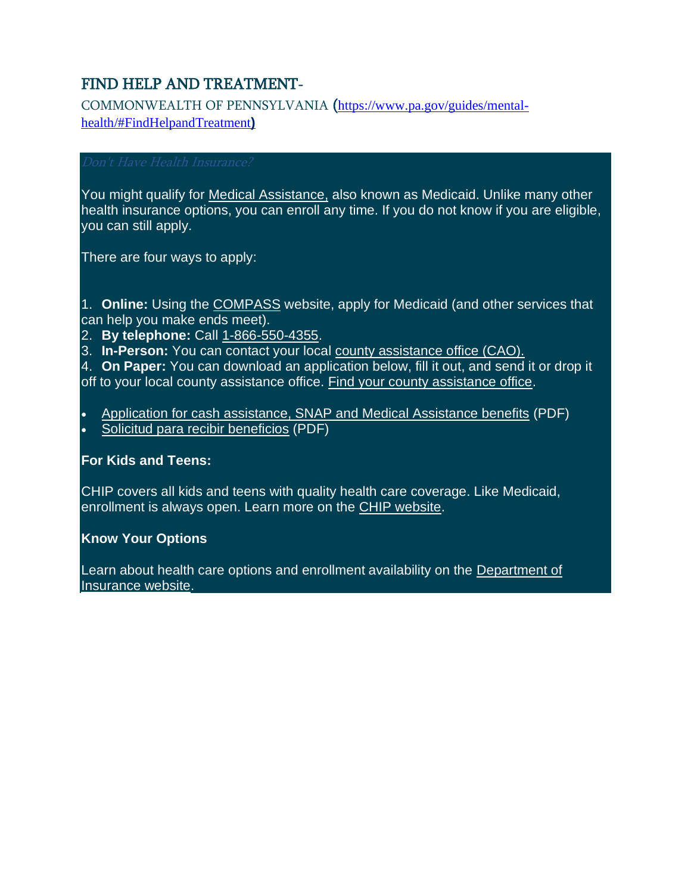# FIND HELP AND TREATMENT-

COMMONWEALTH OF PENNSYLVANIA (https://www.pa.gov/guides/mental-health/#FindHelpandTreatment)

*Don't Have Health Insurance?*

You might qualify for Medical Assistance, also known as Medicaid. Unlike many other health insurance options, you can enroll any time. If you do not know if you are eligible, you can still apply.

There are four ways to apply:

1. **Online:** Using the COMPASS website, apply for Medicaid (and other services that can help you make ends meet).
2. **By telephone:** Call 1-866-550-4355.
3. **In-Person:** You can contact your local county assistance office (CAO).
4. **On Paper:** You can download an application below, fill it out, and send it or drop it off to your local county assistance office. Find your county assistance office.

- Application for cash assistance, SNAP and Medical Assistance benefits (PDF)
- Solicitud para recibir beneficios (PDF)

**For Kids and Teens:**

CHIP covers all kids and teens with quality health care coverage. Like Medicaid, enrollment is always open. Learn more on the CHIP website.

**Know Your Options**

Learn about health care options and enrollment availability on the Department of Insurance website.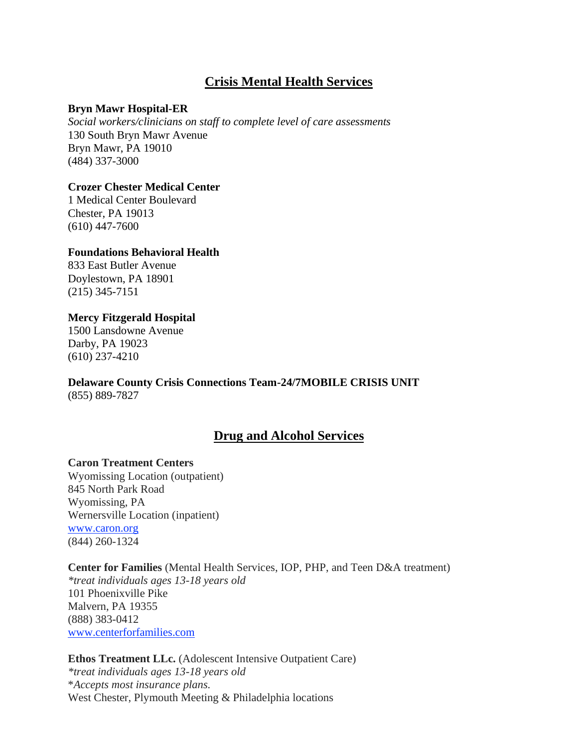## Crisis Mental Health Services

**Bryn Mawr Hospital-ER**
*Social workers/clinicians on staff to complete level of care assessments*
130 South Bryn Mawr Avenue
Bryn Mawr, PA 19010
(484) 337-3000

**Crozer Chester Medical Center**
1 Medical Center Boulevard
Chester, PA 19013
(610) 447-7600

**Foundations Behavioral Health**
833 East Butler Avenue
Doylestown, PA 18901
(215) 345-7151

**Mercy Fitzgerald Hospital**
1500 Lansdowne Avenue
Darby, PA 19023
(610) 237-4210

**Delaware County Crisis Connections Team-24/7MOBILE CRISIS UNIT**
(855) 889-7827

## Drug and Alcohol Services

**Caron Treatment Centers**
Wyomissing Location (outpatient)
845 North Park Road
Wyomissing, PA
Wernersville Location (inpatient)
www.caron.org
(844) 260-1324

**Center for Families** (Mental Health Services, IOP, PHP, and Teen D&A treatment)
*\*treat individuals ages 13-18 years old*
101 Phoenixville Pike
Malvern, PA 19355
(888) 383-0412
www.centerforfamilies.com

**Ethos Treatment LLc.** (Adolescent Intensive Outpatient Care)
*\*treat individuals ages 13-18 years old*
\**Accepts most insurance plans.*
West Chester, Plymouth Meeting & Philadelphia locations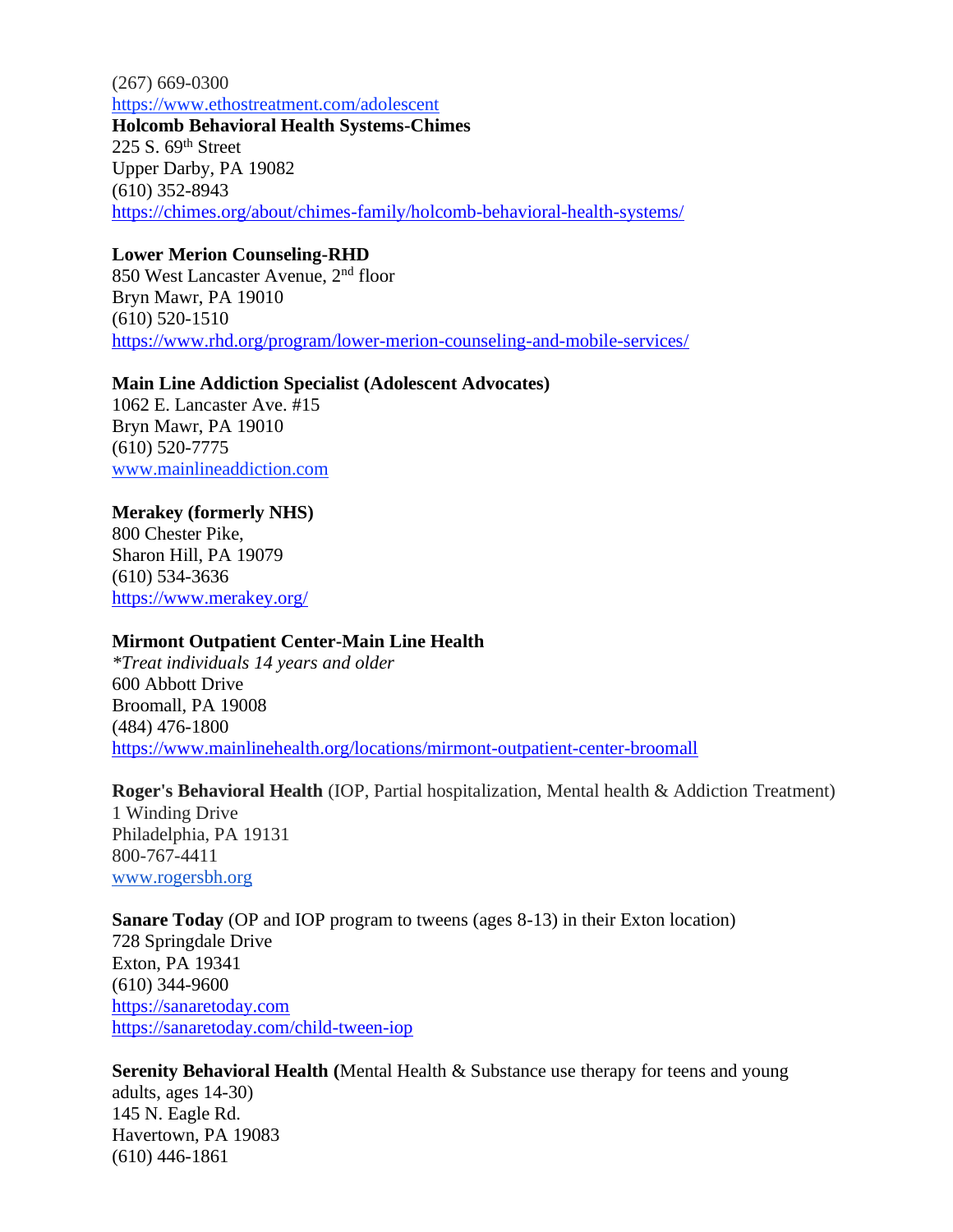(267) 669-0300
https://www.ethostreatment.com/adolescent

**Holcomb Behavioral Health Systems-Chimes**
225 S. 69th Street
Upper Darby, PA 19082
(610) 352-8943
https://chimes.org/about/chimes-family/holcomb-behavioral-health-systems/

**Lower Merion Counseling-RHD**
850 West Lancaster Avenue, 2nd floor
Bryn Mawr, PA 19010
(610) 520-1510
https://www.rhd.org/program/lower-merion-counseling-and-mobile-services/

**Main Line Addiction Specialist (Adolescent Advocates)**
1062 E. Lancaster Ave. #15
Bryn Mawr, PA 19010
(610) 520-7775
www.mainlineaddiction.com

**Merakey (formerly NHS)**
800 Chester Pike,
Sharon Hill, PA 19079
(610) 534-3636
https://www.merakey.org/

**Mirmont Outpatient Center-Main Line Health**
*\*Treat individuals 14 years and older*
600 Abbott Drive
Broomall, PA 19008
(484) 476-1800
https://www.mainlinehealth.org/locations/mirmont-outpatient-center-broomall

**Roger's Behavioral Health** (IOP, Partial hospitalization, Mental health & Addiction Treatment)
1 Winding Drive
Philadelphia, PA 19131
800-767-4411
www.rogersbh.org

**Sanare Today** (OP and IOP program to tweens (ages 8-13) in their Exton location)
728 Springdale Drive
Exton, PA 19341
(610) 344-9600
https://sanaretoday.com
https://sanaretoday.com/child-tween-iop

**Serenity Behavioral Health (**Mental Health & Substance use therapy for teens and young adults, ages 14-30)
145 N. Eagle Rd.
Havertown, PA 19083
(610) 446-1861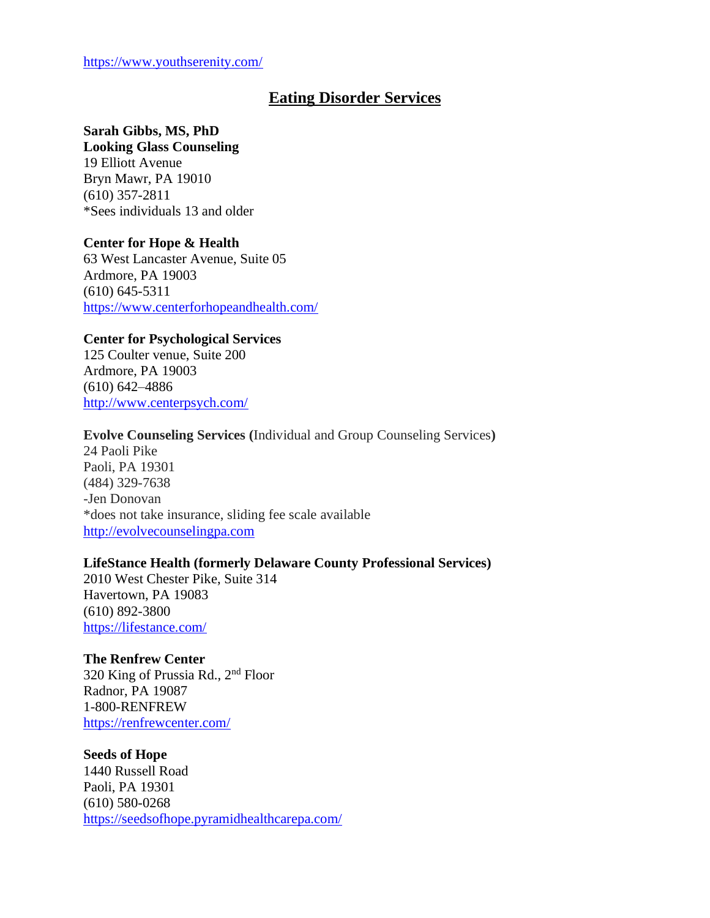https://www.youthserenity.com/

## Eating Disorder Services

**Sarah Gibbs, MS, PhD**
**Looking Glass Counseling**
19 Elliott Avenue
Bryn Mawr, PA 19010
(610) 357-2811
*Sees individuals 13 and older

**Center for Hope & Health**
63 West Lancaster Avenue, Suite 05
Ardmore, PA 19003
(610) 645-5311
https://www.centerforhopeandhealth.com/

**Center for Psychological Services**
125 Coulter venue, Suite 200
Ardmore, PA 19003
(610) 642–4886
http://www.centerpsych.com/

**Evolve Counseling Services (**Individual and Group Counseling Services**)**
24 Paoli Pike
Paoli, PA 19301
(484) 329-7638
-Jen Donovan
*does not take insurance, sliding fee scale available
http://evolvecounselingpa.com

**LifeStance Health (formerly Delaware County Professional Services)**
2010 West Chester Pike, Suite 314
Havertown, PA 19083
(610) 892-3800
https://lifestance.com/

**The Renfrew Center**
320 King of Prussia Rd., 2nd Floor
Radnor, PA 19087
1-800-RENFREW
https://renfrewcenter.com/

**Seeds of Hope**
1440 Russell Road
Paoli, PA 19301
(610) 580-0268
https://seedsofhope.pyramidhealthcarepa.com/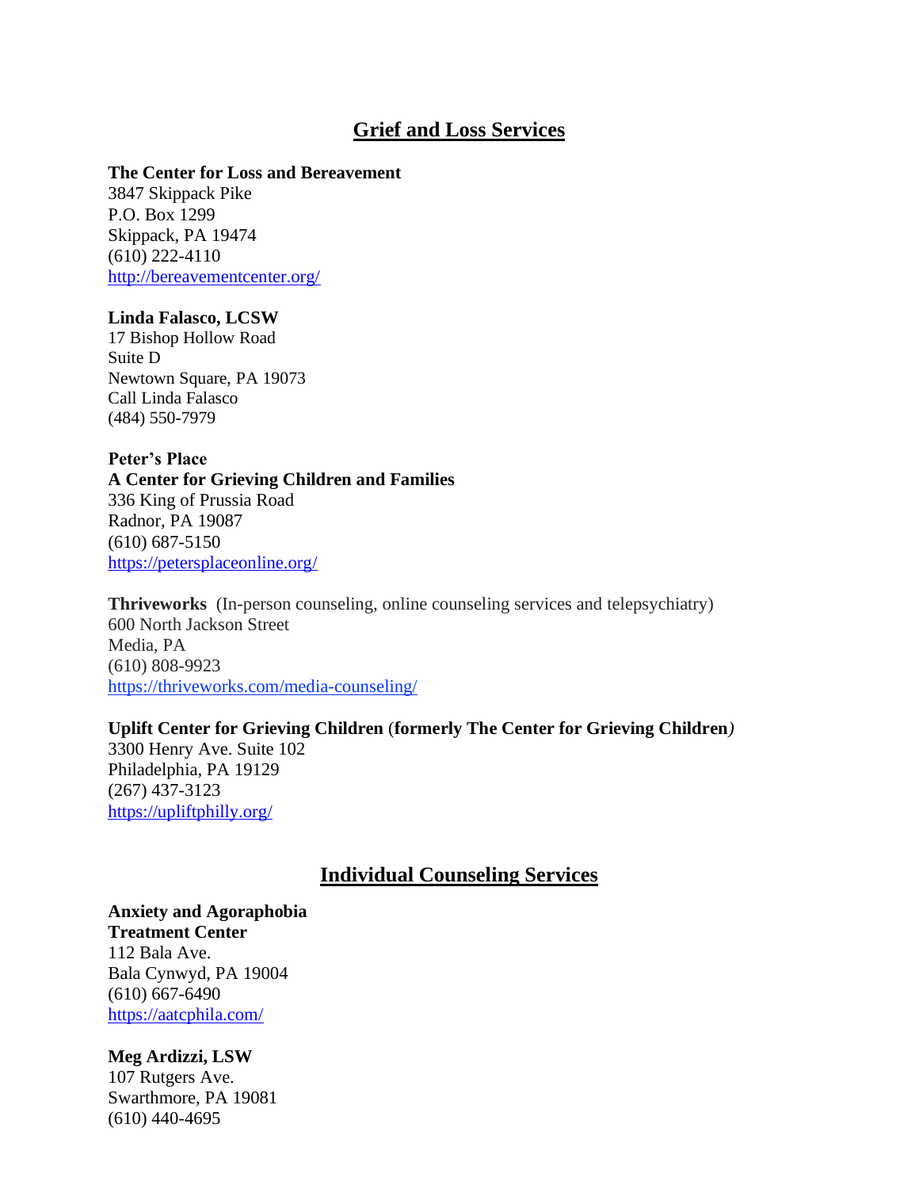## Grief and Loss Services

**The Center for Loss and Bereavement**
3847 Skippack Pike
P.O. Box 1299
Skippack, PA 19474
(610) 222-4110
http://bereavementcenter.org/

**Linda Falasco, LCSW**
17 Bishop Hollow Road
Suite D
Newtown Square, PA 19073
Call Linda Falasco
(484) 550-7979

**Peter's Place**
**A Center for Grieving Children and Families**
336 King of Prussia Road
Radnor, PA 19087
(610) 687-5150
https://petersplaceonline.org/

**Thriveworks** (In-person counseling, online counseling services and telepsychiatry)
600 North Jackson Street
Media, PA
(610) 808-9923
https://thriveworks.com/media-counseling/

**Uplift Center for Grieving Children (formerly The Center for Grieving Children)**
3300 Henry Ave. Suite 102
Philadelphia, PA 19129
(267) 437-3123
https://upliftphilly.org/

## Individual Counseling Services

**Anxiety and Agoraphobia**
**Treatment Center**
112 Bala Ave.
Bala Cynwyd, PA 19004
(610) 667-6490
https://aatcphila.com/

**Meg Ardizzi, LSW**
107 Rutgers Ave.
Swarthmore, PA 19081
(610) 440-4695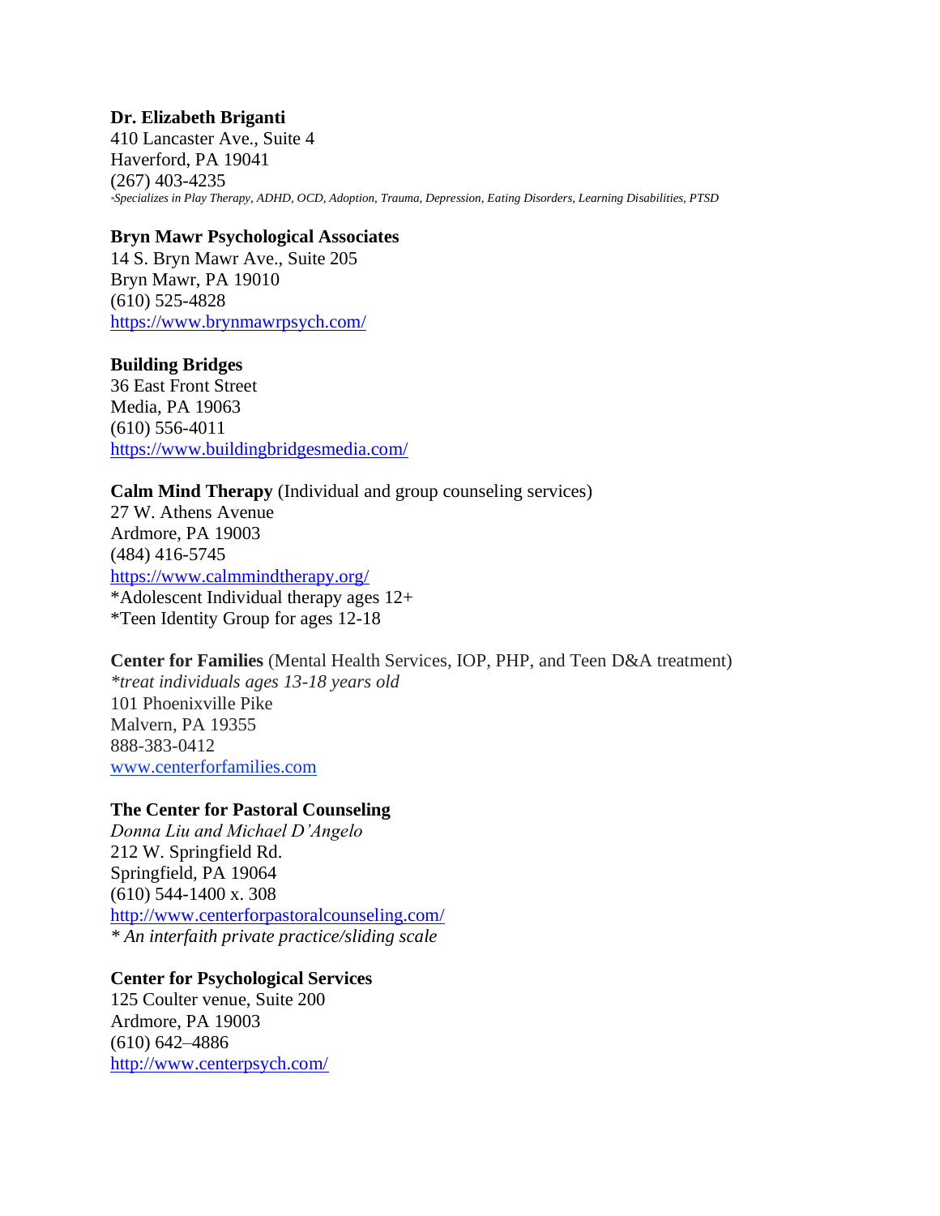**Dr. Elizabeth Briganti**
410 Lancaster Ave., Suite 4
Haverford, PA 19041
(267) 403-4235
*\*Specializes in Play Therapy, ADHD, OCD, Adoption, Trauma, Depression, Eating Disorders, Learning Disabilities, PTSD*

**Bryn Mawr Psychological Associates**
14 S. Bryn Mawr Ave., Suite 205
Bryn Mawr, PA 19010
(610) 525-4828
https://www.brynmawrpsych.com/

**Building Bridges**
36 East Front Street
Media, PA 19063
(610) 556-4011
https://www.buildingbridgesmedia.com/

**Calm Mind Therapy** (Individual and group counseling services)
27 W. Athens Avenue
Ardmore, PA 19003
(484) 416-5745
https://www.calmmindtherapy.org/
*Adolescent Individual therapy ages 12+
*Teen Identity Group for ages 12-18

**Center for Families** (Mental Health Services, IOP, PHP, and Teen D&A treatment)
*\*treat individuals ages 13-18 years old*
101 Phoenixville Pike
Malvern, PA 19355
888-383-0412
www.centerforfamilies.com

**The Center for Pastoral Counseling**
*Donna Liu and Michael D'Angelo*
212 W. Springfield Rd.
Springfield, PA 19064
(610) 544-1400 x. 308
http://www.centerforpastoralcounseling.com/
*\* An interfaith private practice/sliding scale*

**Center for Psychological Services**
125 Coulter venue, Suite 200
Ardmore, PA 19003
(610) 642–4886
http://www.centerpsych.com/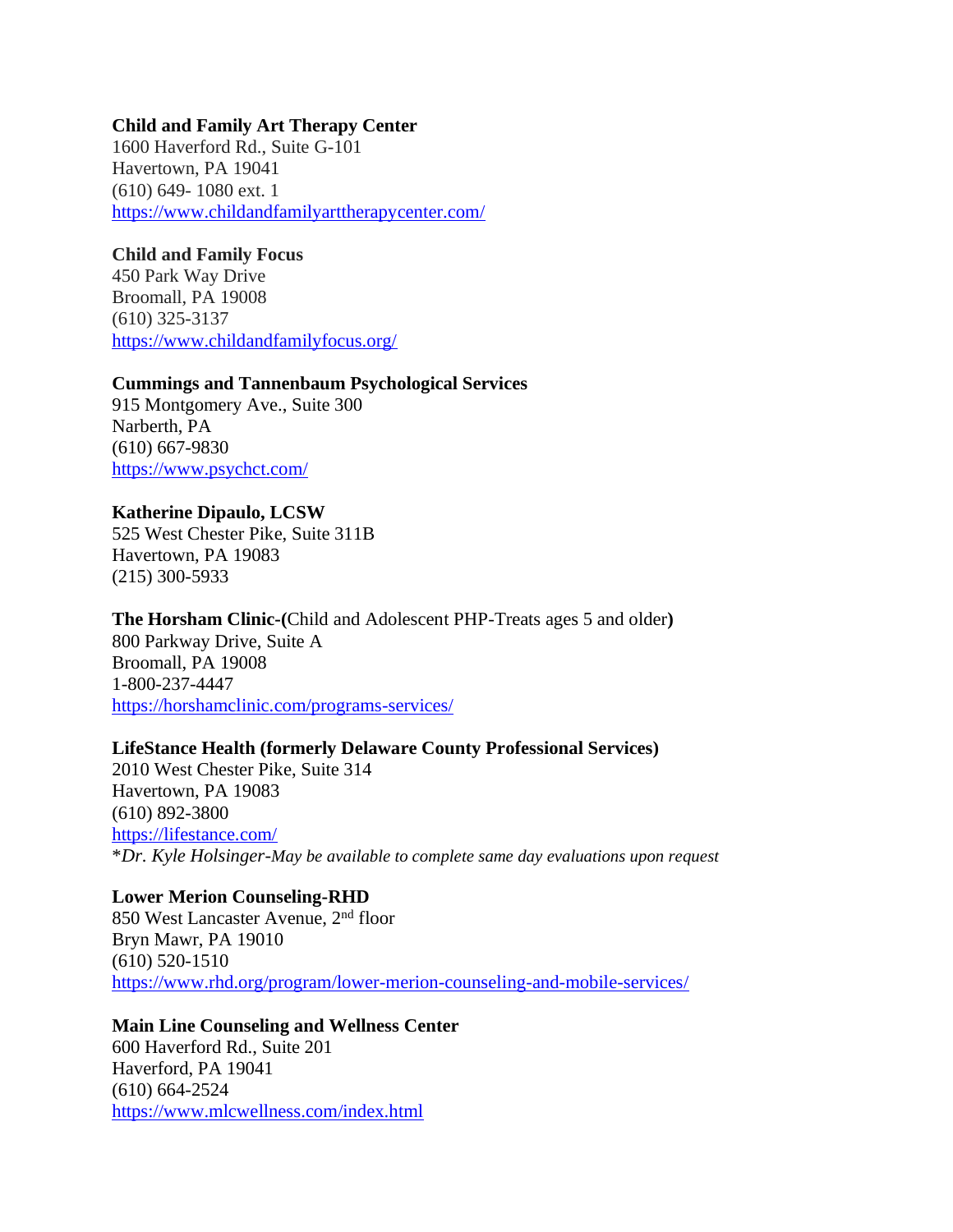**Child and Family Art Therapy Center**
1600 Haverford Rd., Suite G-101
Havertown, PA 19041
(610) 649- 1080 ext. 1
https://www.childandfamilyarttherapycenter.com/

**Child and Family Focus**
450 Park Way Drive
Broomall, PA 19008
(610) 325-3137
https://www.childandfamilyfocus.org/

**Cummings and Tannenbaum Psychological Services**
915 Montgomery Ave., Suite 300
Narberth, PA
(610) 667-9830
https://www.psychct.com/

**Katherine Dipaulo, LCSW**
525 West Chester Pike, Suite 311B
Havertown, PA 19083
(215) 300-5933

**The Horsham Clinic-(**Child and Adolescent PHP-Treats ages 5 and older**)**
800 Parkway Drive, Suite A
Broomall, PA 19008
1-800-237-4447
https://horshamclinic.com/programs-services/

**LifeStance Health (formerly Delaware County Professional Services)**
2010 West Chester Pike, Suite 314
Havertown, PA 19083
(610) 892-3800
https://lifestance.com/
*\*Dr. Kyle Holsinger-May be available to complete same day evaluations upon request*

**Lower Merion Counseling-RHD**
850 West Lancaster Avenue, 2nd floor
Bryn Mawr, PA 19010
(610) 520-1510
https://www.rhd.org/program/lower-merion-counseling-and-mobile-services/

**Main Line Counseling and Wellness Center**
600 Haverford Rd., Suite 201
Haverford, PA 19041
(610) 664-2524
https://www.mlcwellness.com/index.html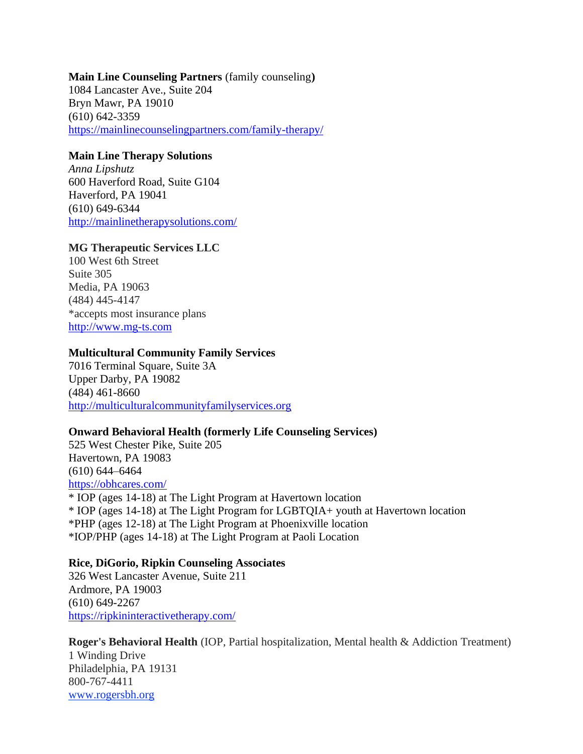**Main Line Counseling Partners** (family counseling**)**
1084 Lancaster Ave., Suite 204
Bryn Mawr, PA 19010
(610) 642-3359
https://mainlinecounselingpartners.com/family-therapy/

**Main Line Therapy Solutions**
*Anna Lipshutz*
600 Haverford Road, Suite G104
Haverford, PA 19041
(610) 649-6344
http://mainlinetherapysolutions.com/

**MG Therapeutic Services LLC**
100 West 6th Street
Suite 305
Media, PA 19063
(484) 445-4147
*accepts most insurance plans
http://www.mg-ts.com

**Multicultural Community Family Services**
7016 Terminal Square, Suite 3A
Upper Darby, PA 19082
(484) 461-8660
http://multiculturalcommunityfamilyservices.org

**Onward Behavioral Health (formerly Life Counseling Services)**
525 West Chester Pike, Suite 205
Havertown, PA 19083
(610) 644–6464
https://obhcares.com/
* IOP (ages 14-18) at The Light Program at Havertown location
* IOP (ages 14-18) at The Light Program for LGBTQIA+ youth at Havertown location
*PHP (ages 12-18) at The Light Program at Phoenixville location
*IOP/PHP (ages 14-18) at The Light Program at Paoli Location

**Rice, DiGorio, Ripkin Counseling Associates**
326 West Lancaster Avenue, Suite 211
Ardmore, PA 19003
(610) 649-2267
https://ripkininteractivetherapy.com/

**Roger's Behavioral Health** (IOP, Partial hospitalization, Mental health & Addiction Treatment)
1 Winding Drive
Philadelphia, PA 19131
800-767-4411
www.rogersbh.org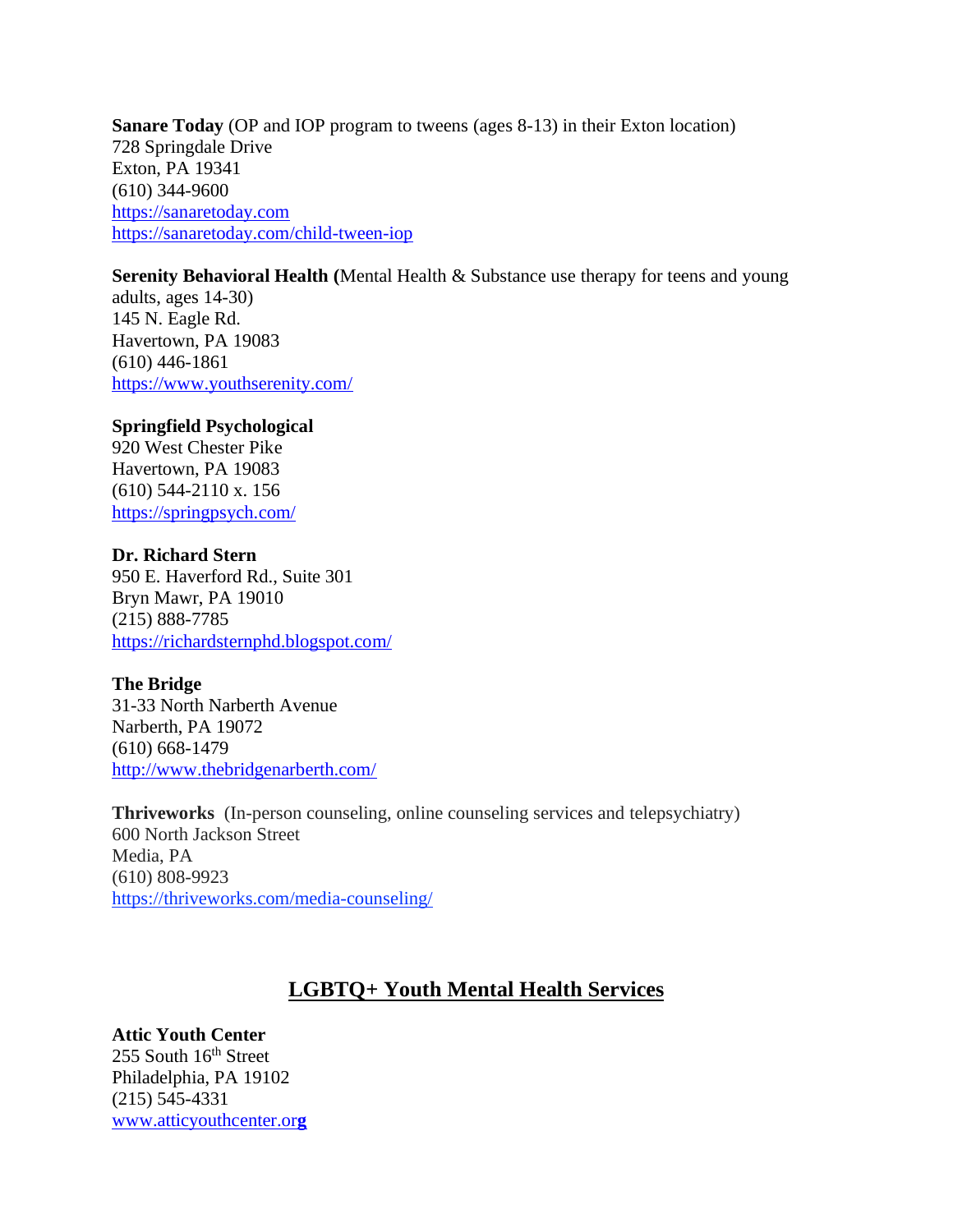**Sanare Today** (OP and IOP program to tweens (ages 8-13) in their Exton location)
728 Springdale Drive
Exton, PA 19341
(610) 344-9600
https://sanaretoday.com
https://sanaretoday.com/child-tween-iop

**Serenity Behavioral Health (**Mental Health & Substance use therapy for teens and young adults, ages 14-30)
145 N. Eagle Rd.
Havertown, PA 19083
(610) 446-1861
https://www.youthserenity.com/

**Springfield Psychological**
920 West Chester Pike
Havertown, PA 19083
(610) 544-2110 x. 156
https://springpsych.com/

**Dr. Richard Stern**
950 E. Haverford Rd., Suite 301
Bryn Mawr, PA 19010
(215) 888-7785
https://richardsternphd.blogspot.com/

**The Bridge**
31-33 North Narberth Avenue
Narberth, PA 19072
(610) 668-1479
http://www.thebridgenarberth.com/

**Thriveworks** (In-person counseling, online counseling services and telepsychiatry)
600 North Jackson Street
Media, PA
(610) 808-9923
https://thriveworks.com/media-counseling/

## LGBTQ+ Youth Mental Health Services

**Attic Youth Center**
255 South 16th Street
Philadelphia, PA 19102
(215) 545-4331
www.atticyouthcenter.org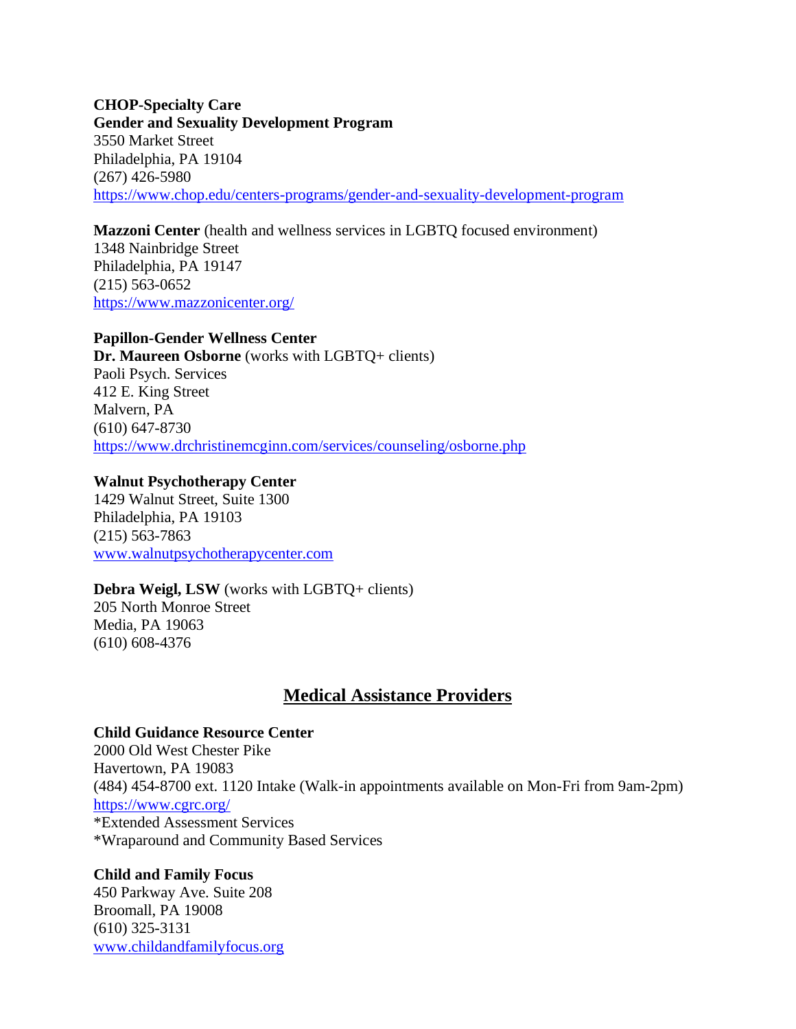**CHOP-Specialty Care**
**Gender and Sexuality Development Program**
3550 Market Street
Philadelphia, PA 19104
(267) 426-5980
https://www.chop.edu/centers-programs/gender-and-sexuality-development-program

**Mazzoni Center** (health and wellness services in LGBTQ focused environment)
1348 Nainbridge Street
Philadelphia, PA 19147
(215) 563-0652
https://www.mazzonicenter.org/

**Papillon-Gender Wellness Center**
**Dr. Maureen Osborne** (works with LGBTQ+ clients)
Paoli Psych. Services
412 E. King Street
Malvern, PA
(610) 647-8730
https://www.drchristinemcginn.com/services/counseling/osborne.php

**Walnut Psychotherapy Center**
1429 Walnut Street, Suite 1300
Philadelphia, PA 19103
(215) 563-7863
www.walnutpsychotherapycenter.com

**Debra Weigl, LSW** (works with LGBTQ+ clients)
205 North Monroe Street
Media, PA 19063
(610) 608-4376

## Medical Assistance Providers

**Child Guidance Resource Center**
2000 Old West Chester Pike
Havertown, PA 19083
(484) 454-8700 ext. 1120 Intake (Walk-in appointments available on Mon-Fri from 9am-2pm)
https://www.cgrc.org/
*Extended Assessment Services
*Wraparound and Community Based Services

**Child and Family Focus**
450 Parkway Ave. Suite 208
Broomall, PA 19008
(610) 325-3131
www.childandfamilyfocus.org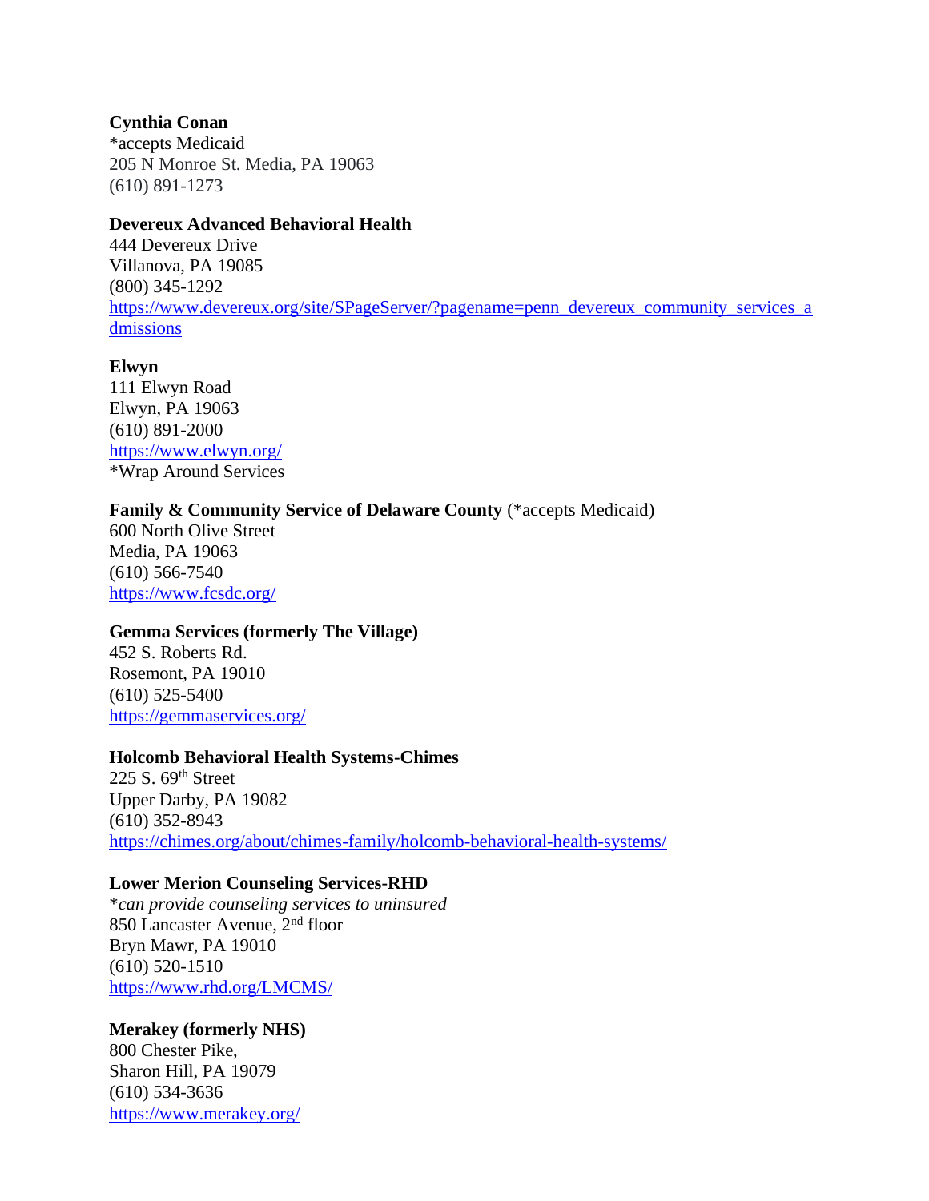**Cynthia Conan**
*accepts Medicaid
205 N Monroe St. Media, PA 19063
(610) 891-1273

**Devereux Advanced Behavioral Health**
444 Devereux Drive
Villanova, PA 19085
(800) 345-1292
https://www.devereux.org/site/SPageServer/?pagename=penn_devereux_community_services_admissions

**Elwyn**
111 Elwyn Road
Elwyn, PA 19063
(610) 891-2000
https://www.elwyn.org/
*Wrap Around Services

**Family & Community Service of Delaware County** (*accepts Medicaid)
600 North Olive Street
Media, PA 19063
(610) 566-7540
https://www.fcsdc.org/

**Gemma Services (formerly The Village)**
452 S. Roberts Rd.
Rosemont, PA 19010
(610) 525-5400
https://gemmaservices.org/

**Holcomb Behavioral Health Systems-Chimes**
225 S. 69th Street
Upper Darby, PA 19082
(610) 352-8943
https://chimes.org/about/chimes-family/holcomb-behavioral-health-systems/

**Lower Merion Counseling Services-RHD**
**can provide counseling services to uninsured*
850 Lancaster Avenue, 2nd floor
Bryn Mawr, PA 19010
(610) 520-1510
https://www.rhd.org/LMCMS/

**Merakey (formerly NHS)**
800 Chester Pike,
Sharon Hill, PA 19079
(610) 534-3636
https://www.merakey.org/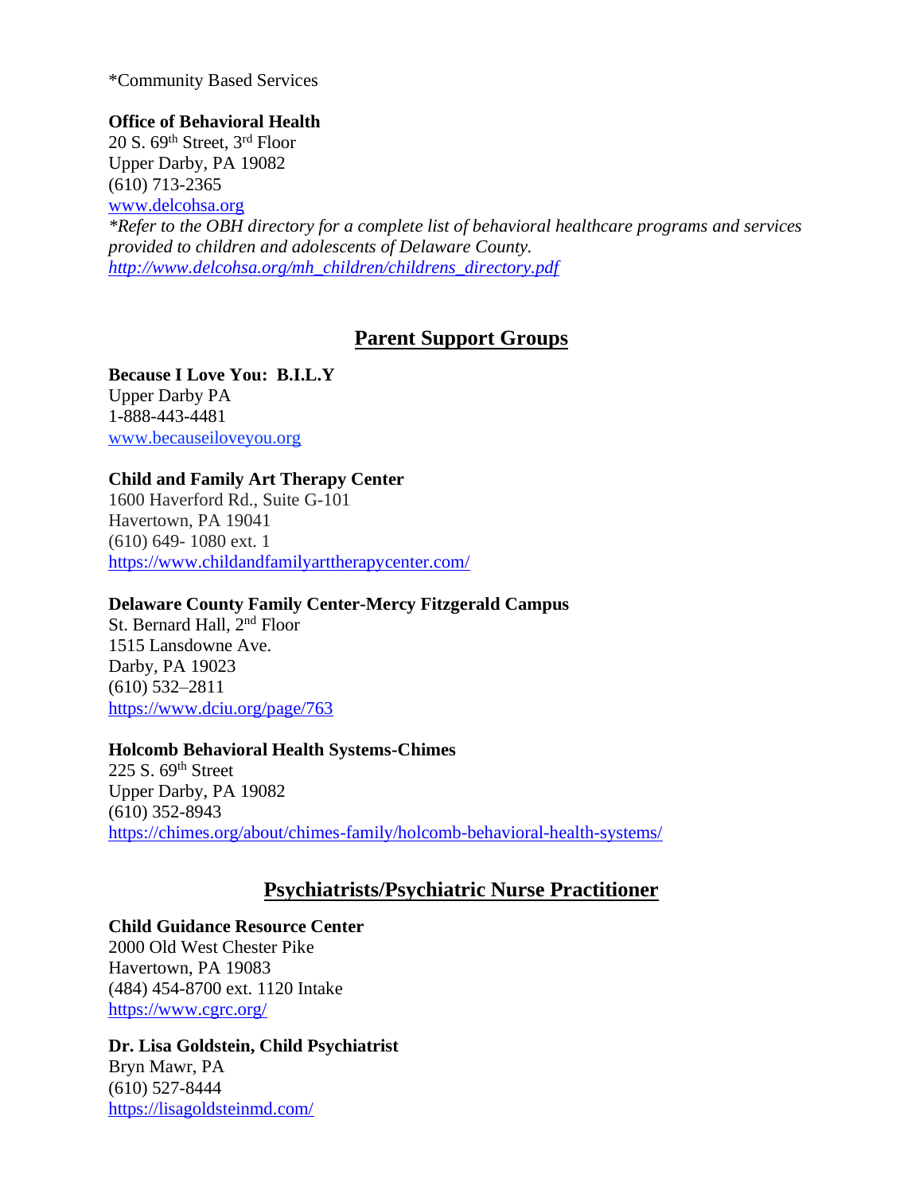*Community Based Services

**Office of Behavioral Health**
20 S. 69th Street, 3rd Floor
Upper Darby, PA 19082
(610) 713-2365
www.delcohsa.org
*\*Refer to the OBH directory for a complete list of behavioral healthcare programs and services provided to children and adolescents of Delaware County.*
*http://www.delcohsa.org/mh_children/childrens_directory.pdf*

## Parent Support Groups

**Because I Love You: B.I.L.Y**
Upper Darby PA
1-888-443-4481
www.becauseiloveyou.org

**Child and Family Art Therapy Center**
1600 Haverford Rd., Suite G-101
Havertown, PA 19041
(610) 649- 1080 ext. 1
https://www.childandfamilyarttherapycenter.com/

**Delaware County Family Center-Mercy Fitzgerald Campus**
St. Bernard Hall, 2nd Floor
1515 Lansdowne Ave.
Darby, PA 19023
(610) 532–2811
https://www.dciu.org/page/763

**Holcomb Behavioral Health Systems-Chimes**
225 S. 69th Street
Upper Darby, PA 19082
(610) 352-8943
https://chimes.org/about/chimes-family/holcomb-behavioral-health-systems/

## Psychiatrists/Psychiatric Nurse Practitioner

**Child Guidance Resource Center**
2000 Old West Chester Pike
Havertown, PA 19083
(484) 454-8700 ext. 1120 Intake
https://www.cgrc.org/

**Dr. Lisa Goldstein, Child Psychiatrist**
Bryn Mawr, PA
(610) 527-8444
https://lisagoldsteinmd.com/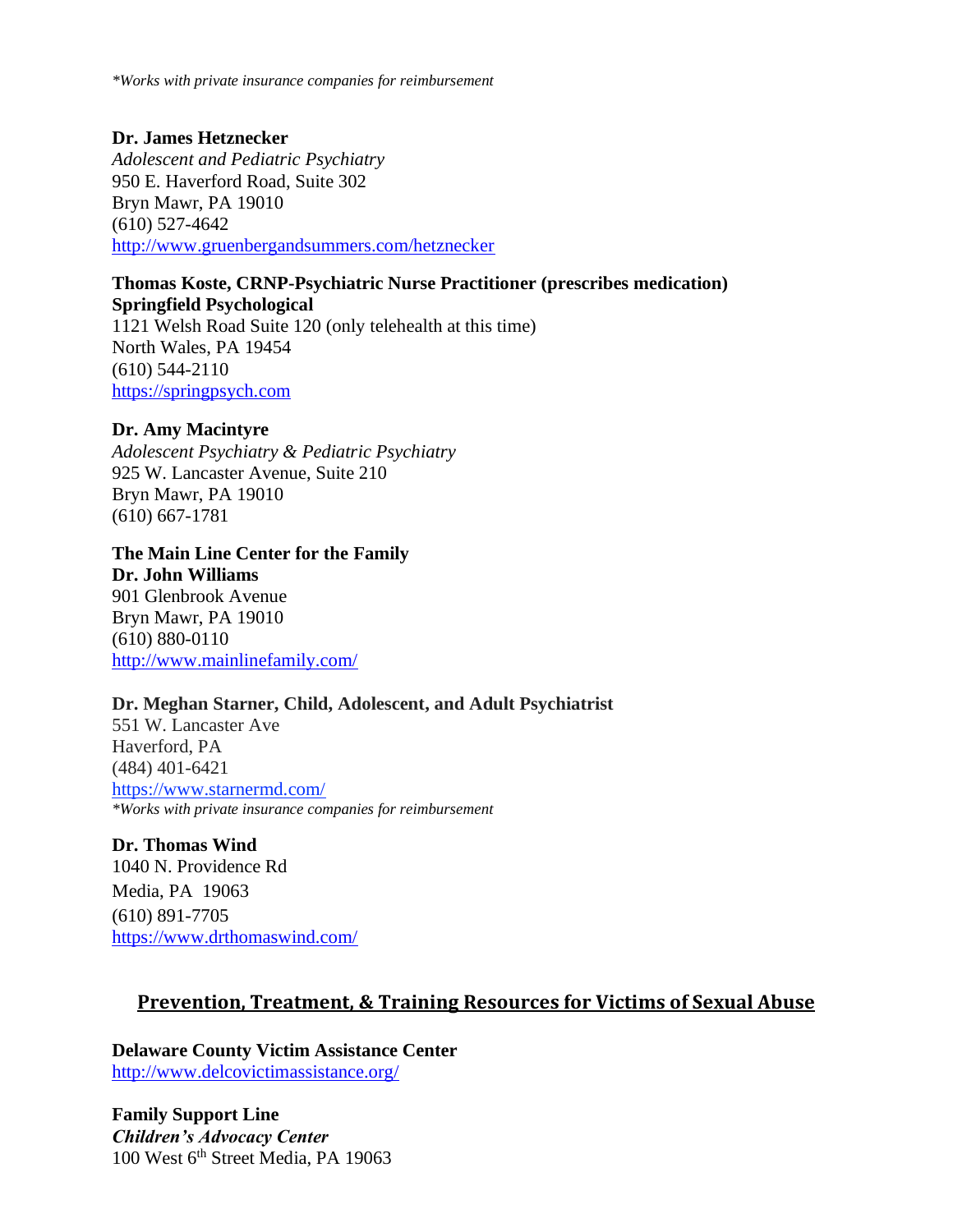*\*Works with private insurance companies for reimbursement*

**Dr. James Hetznecker**
*Adolescent and Pediatric Psychiatry*
950 E. Haverford Road, Suite 302
Bryn Mawr, PA 19010
(610) 527-4642
http://www.gruenbergandsummers.com/hetznecker

**Thomas Koste, CRNP-Psychiatric Nurse Practitioner (prescribes medication)**
**Springfield Psychological**
1121 Welsh Road Suite 120 (only telehealth at this time)
North Wales, PA 19454
(610) 544-2110
https://springpsych.com

**Dr. Amy Macintyre**
*Adolescent Psychiatry & Pediatric Psychiatry*
925 W. Lancaster Avenue, Suite 210
Bryn Mawr, PA 19010
(610) 667-1781

**The Main Line Center for the Family**
**Dr. John Williams**
901 Glenbrook Avenue
Bryn Mawr, PA 19010
(610) 880-0110
http://www.mainlinefamily.com/

**Dr. Meghan Starner, Child, Adolescent, and Adult Psychiatrist**
551 W. Lancaster Ave
Haverford, PA
(484) 401-6421
https://www.starnermd.com/
*\*Works with private insurance companies for reimbursement*

**Dr. Thomas Wind**
1040 N. Providence Rd
Media, PA 19063
(610) 891-7705
https://www.drthomaswind.com/

## Prevention, Treatment, & Training Resources for Victims of Sexual Abuse

**Delaware County Victim Assistance Center**
http://www.delcovictimassistance.org/

**Family Support Line**
***Children's Advocacy Center***
100 West 6th Street Media, PA 19063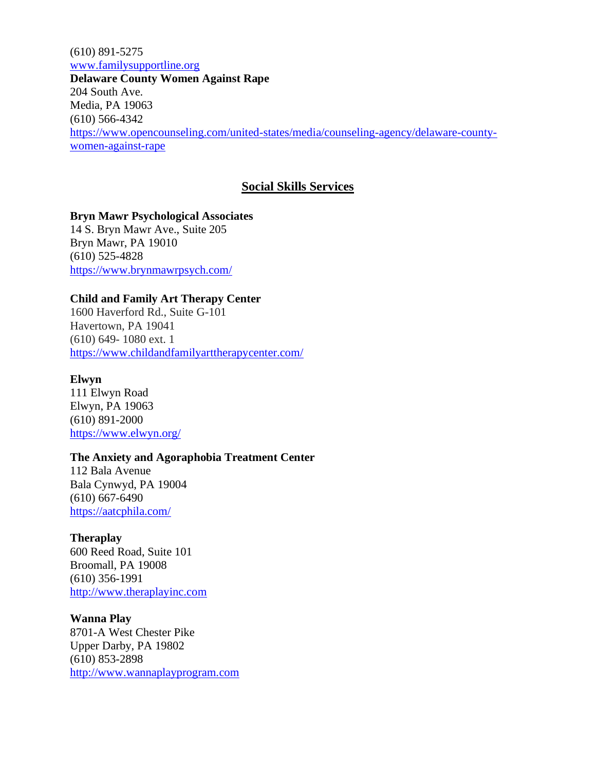(610) 891-5275
[www.familysupportline.org](http://www.familysupportline.org)
**Delaware County Women Against Rape**
204 South Ave.
Media, PA 19063
(610) 566-4342
[https://www.opencounseling.com/united-states/media/counseling-agency/delaware-county-women-against-rape](https://www.opencounseling.com/united-states/media/counseling-agency/delaware-county-women-against-rape)

## Social Skills Services

**Bryn Mawr Psychological Associates**
14 S. Bryn Mawr Ave., Suite 205
Bryn Mawr, PA 19010
(610) 525-4828
[https://www.brynmawrpsych.com/](https://www.brynmawrpsych.com/)

**Child and Family Art Therapy Center**
1600 Haverford Rd., Suite G-101
Havertown, PA 19041
(610) 649- 1080 ext. 1
[https://www.childandfamilyarttherapycenter.com/](https://www.childandfamilyarttherapycenter.com/)

**Elwyn**
111 Elwyn Road
Elwyn, PA 19063
(610) 891-2000
[https://www.elwyn.org/](https://www.elwyn.org/)

**The Anxiety and Agoraphobia Treatment Center**
112 Bala Avenue
Bala Cynwyd, PA 19004
(610) 667-6490
[https://aatcphila.com/](https://aatcphila.com/)

**Theraplay**
600 Reed Road, Suite 101
Broomall, PA 19008
(610) 356-1991
[http://www.theraplayinc.com](http://www.theraplayinc.com)

**Wanna Play**
8701-A West Chester Pike
Upper Darby, PA 19802
(610) 853-2898
[http://www.wannaplayprogram.com](http://www.wannaplayprogram.com)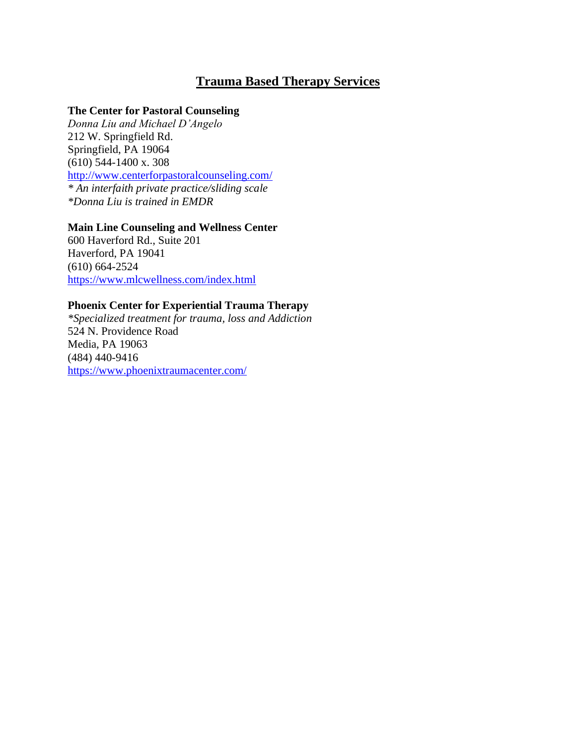## Trauma Based Therapy Services

**The Center for Pastoral Counseling**
*Donna Liu and Michael D'Angelo*
212 W. Springfield Rd.
Springfield, PA 19064
(610) 544-1400 x. 308
http://www.centerforpastoralcounseling.com/
*\* An interfaith private practice/sliding scale*
*\*Donna Liu is trained in EMDR*

**Main Line Counseling and Wellness Center**
600 Haverford Rd., Suite 201
Haverford, PA 19041
(610) 664-2524
https://www.mlcwellness.com/index.html

**Phoenix Center for Experiential Trauma Therapy**
*\*Specialized treatment for trauma, loss and Addiction*
524 N. Providence Road
Media, PA 19063
(484) 440-9416
https://www.phoenixtraumacenter.com/